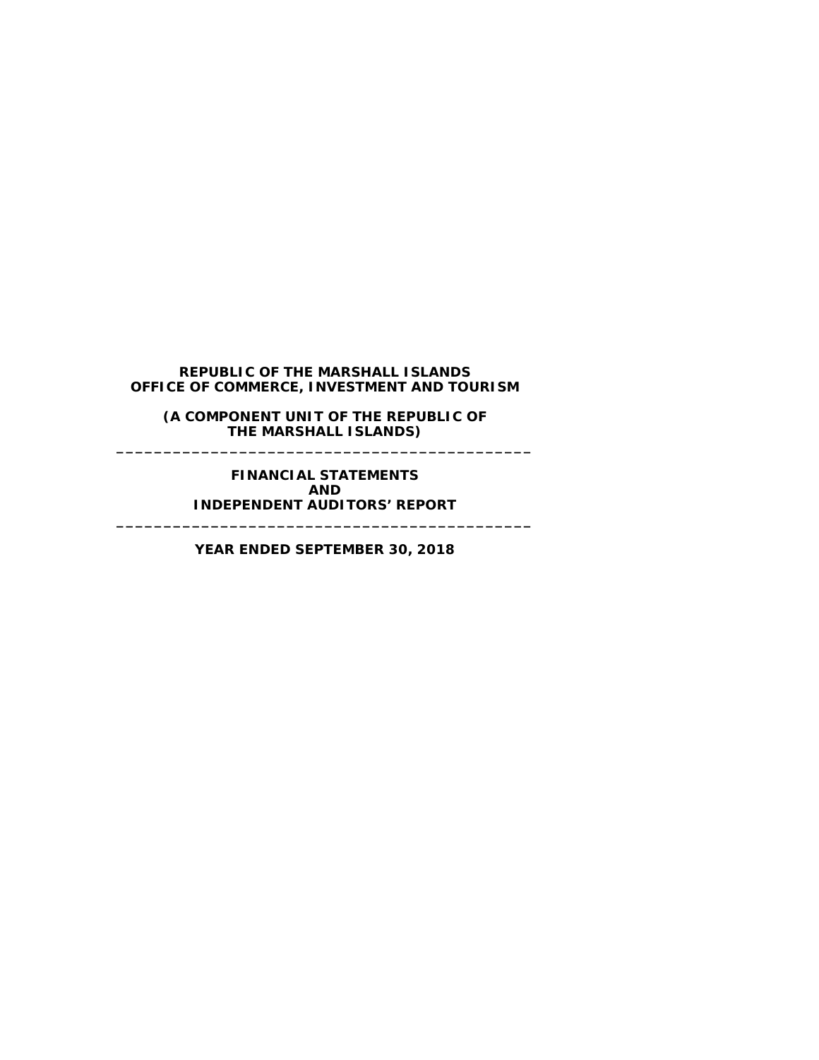# REPUBLIC OF THE MARSHALL ISLANDS
# OFFICE OF COMMERCE, INVESTMENT AND TOURISM

**(A COMPONENT UNIT OF THE REPUBLIC OF THE MARSHALL ISLANDS)**

---

**FINANCIAL STATEMENTS**
**AND**
**INDEPENDENT AUDITORS' REPORT**

---

**YEAR ENDED SEPTEMBER 30, 2018**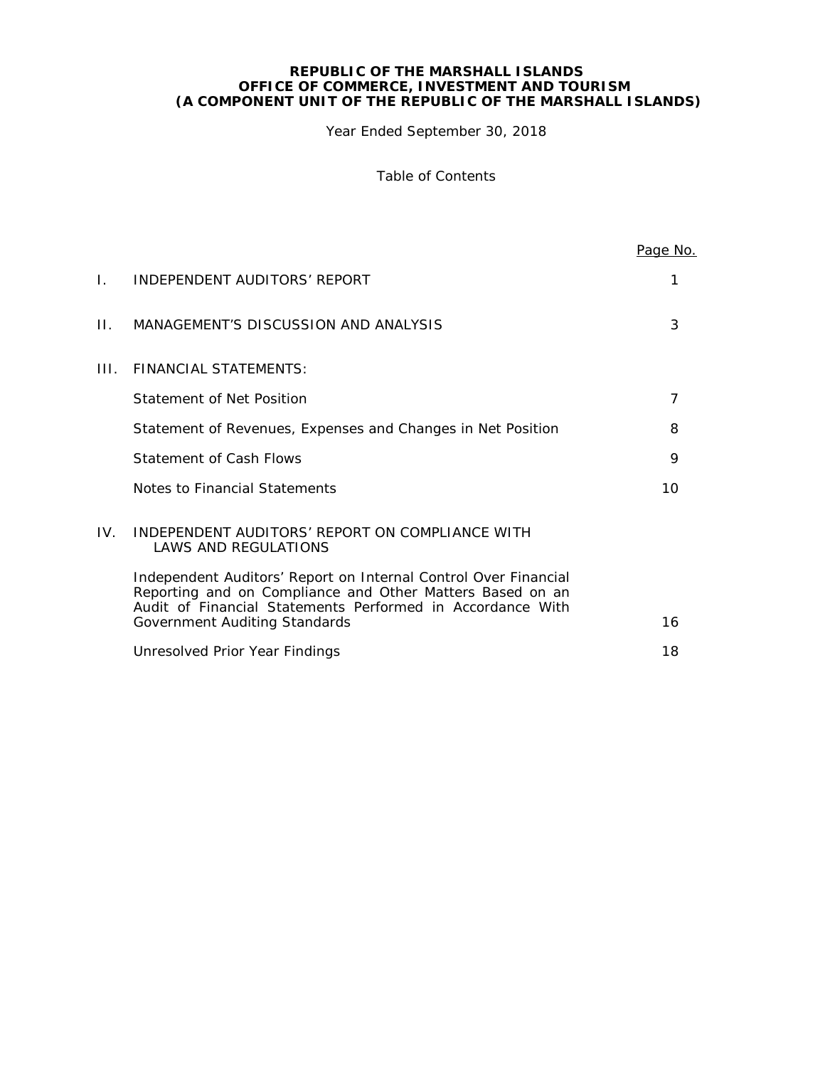**REPUBLIC OF THE MARSHALL ISLANDS**
**OFFICE OF COMMERCE, INVESTMENT AND TOURISM**
**(A COMPONENT UNIT OF THE REPUBLIC OF THE MARSHALL ISLANDS)**

Year Ended September 30, 2018

Table of Contents

| | | Page No. |
|---|---|---|
| I. | INDEPENDENT AUDITORS' REPORT | 1 |
| II. | MANAGEMENT'S DISCUSSION AND ANALYSIS | 3 |
| III. | FINANCIAL STATEMENTS: | |
| | Statement of Net Position | 7 |
| | Statement of Revenues, Expenses and Changes in Net Position | 8 |
| | Statement of Cash Flows | 9 |
| | Notes to Financial Statements | 10 |
| IV. | INDEPENDENT AUDITORS' REPORT ON COMPLIANCE WITH LAWS AND REGULATIONS | |
| | Independent Auditors' Report on Internal Control Over Financial Reporting and on Compliance and Other Matters Based on an Audit of Financial Statements Performed in Accordance With Government Auditing Standards | 16 |
| | Unresolved Prior Year Findings | 18 |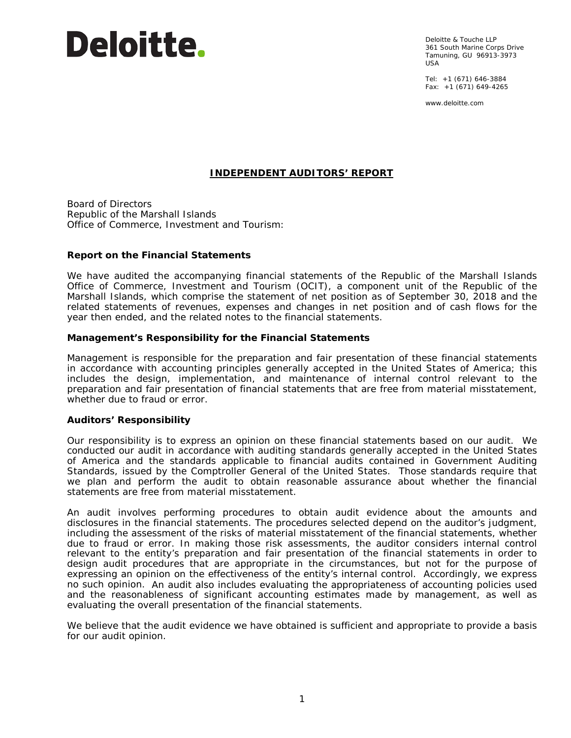Deloitte.

Deloitte & Touche LLP
361 South Marine Corps Drive
Tamuning, GU 96913-3973
USA

Tel: +1 (671) 646-3884
Fax: +1 (671) 649-4265

www.deloitte.com

## INDEPENDENT AUDITORS' REPORT

Board of Directors
Republic of the Marshall Islands
Office of Commerce, Investment and Tourism:

### Report on the Financial Statements

We have audited the accompanying financial statements of the Republic of the Marshall Islands Office of Commerce, Investment and Tourism (OCIT), a component unit of the Republic of the Marshall Islands, which comprise the statement of net position as of September 30, 2018 and the related statements of revenues, expenses and changes in net position and of cash flows for the year then ended, and the related notes to the financial statements.

### Management's Responsibility for the Financial Statements

Management is responsible for the preparation and fair presentation of these financial statements in accordance with accounting principles generally accepted in the United States of America; this includes the design, implementation, and maintenance of internal control relevant to the preparation and fair presentation of financial statements that are free from material misstatement, whether due to fraud or error.

### Auditors' Responsibility

Our responsibility is to express an opinion on these financial statements based on our audit. We conducted our audit in accordance with auditing standards generally accepted in the United States of America and the standards applicable to financial audits contained in Government Auditing Standards, issued by the Comptroller General of the United States. Those standards require that we plan and perform the audit to obtain reasonable assurance about whether the financial statements are free from material misstatement.

An audit involves performing procedures to obtain audit evidence about the amounts and disclosures in the financial statements. The procedures selected depend on the auditor's judgment, including the assessment of the risks of material misstatement of the financial statements, whether due to fraud or error. In making those risk assessments, the auditor considers internal control relevant to the entity's preparation and fair presentation of the financial statements in order to design audit procedures that are appropriate in the circumstances, but not for the purpose of expressing an opinion on the effectiveness of the entity's internal control. Accordingly, we express no such opinion. An audit also includes evaluating the appropriateness of accounting policies used and the reasonableness of significant accounting estimates made by management, as well as evaluating the overall presentation of the financial statements.

We believe that the audit evidence we have obtained is sufficient and appropriate to provide a basis for our audit opinion.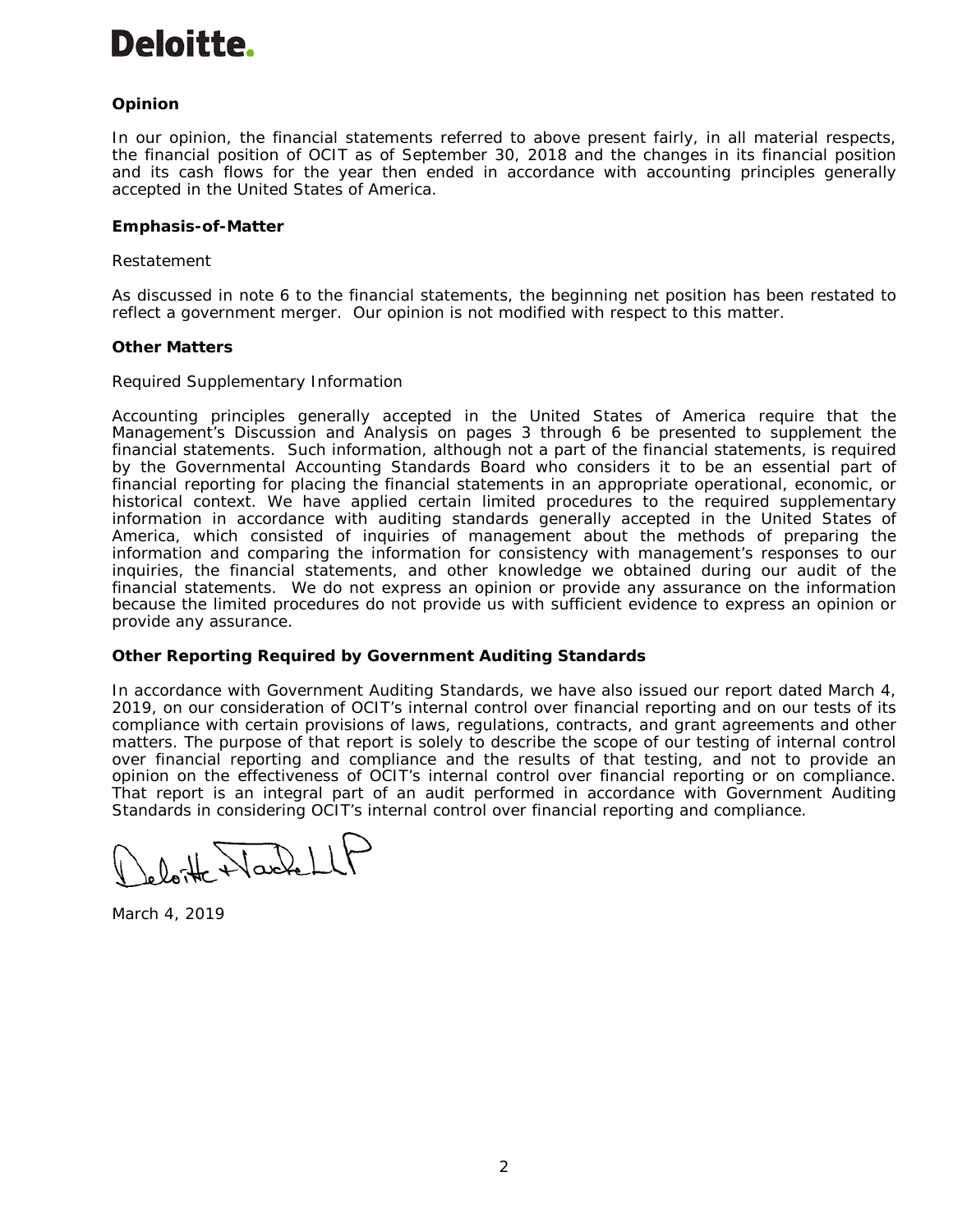**Deloitte.**

### Opinion

In our opinion, the financial statements referred to above present fairly, in all material respects, the financial position of OCIT as of September 30, 2018 and the changes in its financial position and its cash flows for the year then ended in accordance with accounting principles generally accepted in the United States of America.

### Emphasis-of-Matter

Restatement

As discussed in note 6 to the financial statements, the beginning net position has been restated to reflect a government merger. Our opinion is not modified with respect to this matter.

### Other Matters

Required Supplementary Information

Accounting principles generally accepted in the United States of America require that the Management's Discussion and Analysis on pages 3 through 6 be presented to supplement the financial statements. Such information, although not a part of the financial statements, is required by the Governmental Accounting Standards Board who considers it to be an essential part of financial reporting for placing the financial statements in an appropriate operational, economic, or historical context. We have applied certain limited procedures to the required supplementary information in accordance with auditing standards generally accepted in the United States of America, which consisted of inquiries of management about the methods of preparing the information and comparing the information for consistency with management's responses to our inquiries, the financial statements, and other knowledge we obtained during our audit of the financial statements. We do not express an opinion or provide any assurance on the information because the limited procedures do not provide us with sufficient evidence to express an opinion or provide any assurance.

### Other Reporting Required by Government Auditing Standards

In accordance with Government Auditing Standards, we have also issued our report dated March 4, 2019, on our consideration of OCIT's internal control over financial reporting and on our tests of its compliance with certain provisions of laws, regulations, contracts, and grant agreements and other matters. The purpose of that report is solely to describe the scope of our testing of internal control over financial reporting and compliance and the results of that testing, and not to provide an opinion on the effectiveness of OCIT's internal control over financial reporting or on compliance. That report is an integral part of an audit performed in accordance with Government Auditing Standards in considering OCIT's internal control over financial reporting and compliance.

Deloitte & Touche LLP

March 4, 2019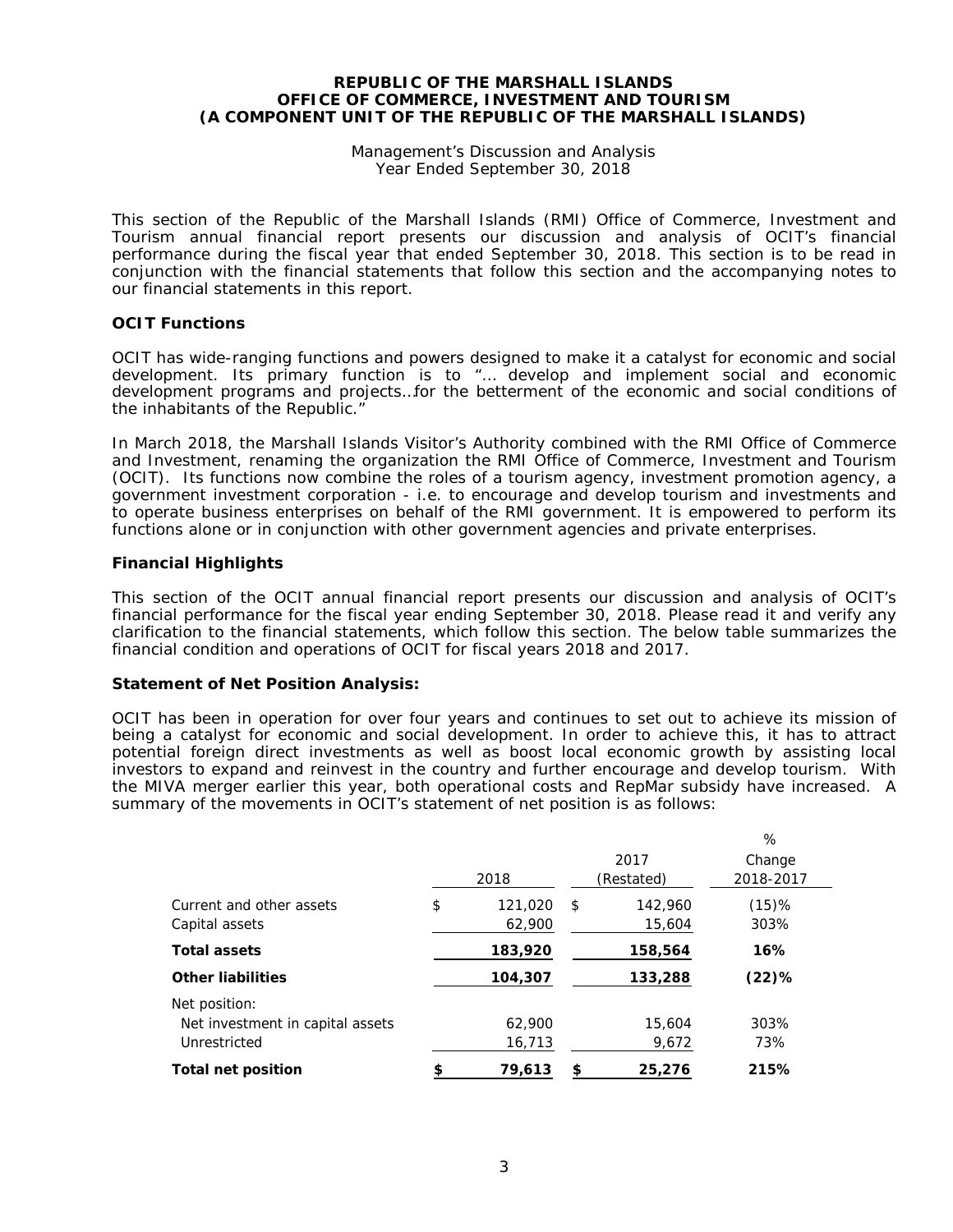**REPUBLIC OF THE MARSHALL ISLANDS**
**OFFICE OF COMMERCE, INVESTMENT AND TOURISM**
**(A COMPONENT UNIT OF THE REPUBLIC OF THE MARSHALL ISLANDS)**

Management's Discussion and Analysis
Year Ended September 30, 2018

This section of the Republic of the Marshall Islands (RMI) Office of Commerce, Investment and Tourism annual financial report presents our discussion and analysis of OCIT's financial performance during the fiscal year that ended September 30, 2018. This section is to be read in conjunction with the financial statements that follow this section and the accompanying notes to our financial statements in this report.

### OCIT Functions

OCIT has wide-ranging functions and powers designed to make it a catalyst for economic and social development. Its primary function is to "... develop and implement social and economic development programs and projects…for the betterment of the economic and social conditions of the inhabitants of the Republic."

In March 2018, the Marshall Islands Visitor's Authority combined with the RMI Office of Commerce and Investment, renaming the organization the RMI Office of Commerce, Investment and Tourism (OCIT). Its functions now combine the roles of a tourism agency, investment promotion agency, a government investment corporation - i.e. to encourage and develop tourism and investments and to operate business enterprises on behalf of the RMI government. It is empowered to perform its functions alone or in conjunction with other government agencies and private enterprises.

### Financial Highlights

This section of the OCIT annual financial report presents our discussion and analysis of OCIT's financial performance for the fiscal year ending September 30, 2018. Please read it and verify any clarification to the financial statements, which follow this section. The below table summarizes the financial condition and operations of OCIT for fiscal years 2018 and 2017.

### Statement of Net Position Analysis:

OCIT has been in operation for over four years and continues to set out to achieve its mission of being a catalyst for economic and social development. In order to achieve this, it has to attract potential foreign direct investments as well as boost local economic growth by assisting local investors to expand and reinvest in the country and further encourage and develop tourism. With the MIVA merger earlier this year, both operational costs and RepMar subsidy have increased. A summary of the movements in OCIT's statement of net position is as follows:

| | 2018 | 2017 (Restated) | % Change 2018-2017 |
|---|---|---|---|
| Current and other assets | $ 121,020 | $ 142,960 | (15)% |
| Capital assets | 62,900 | 15,604 | 303% |
| **Total assets** | **183,920** | **158,564** | **16%** |
| **Other liabilities** | **104,307** | **133,288** | **(22)%** |
| Net position: | | | |
| Net investment in capital assets | 62,900 | 15,604 | 303% |
| Unrestricted | 16,713 | 9,672 | 73% |
| **Total net position** | **$ 79,613** | **$ 25,276** | **215%** |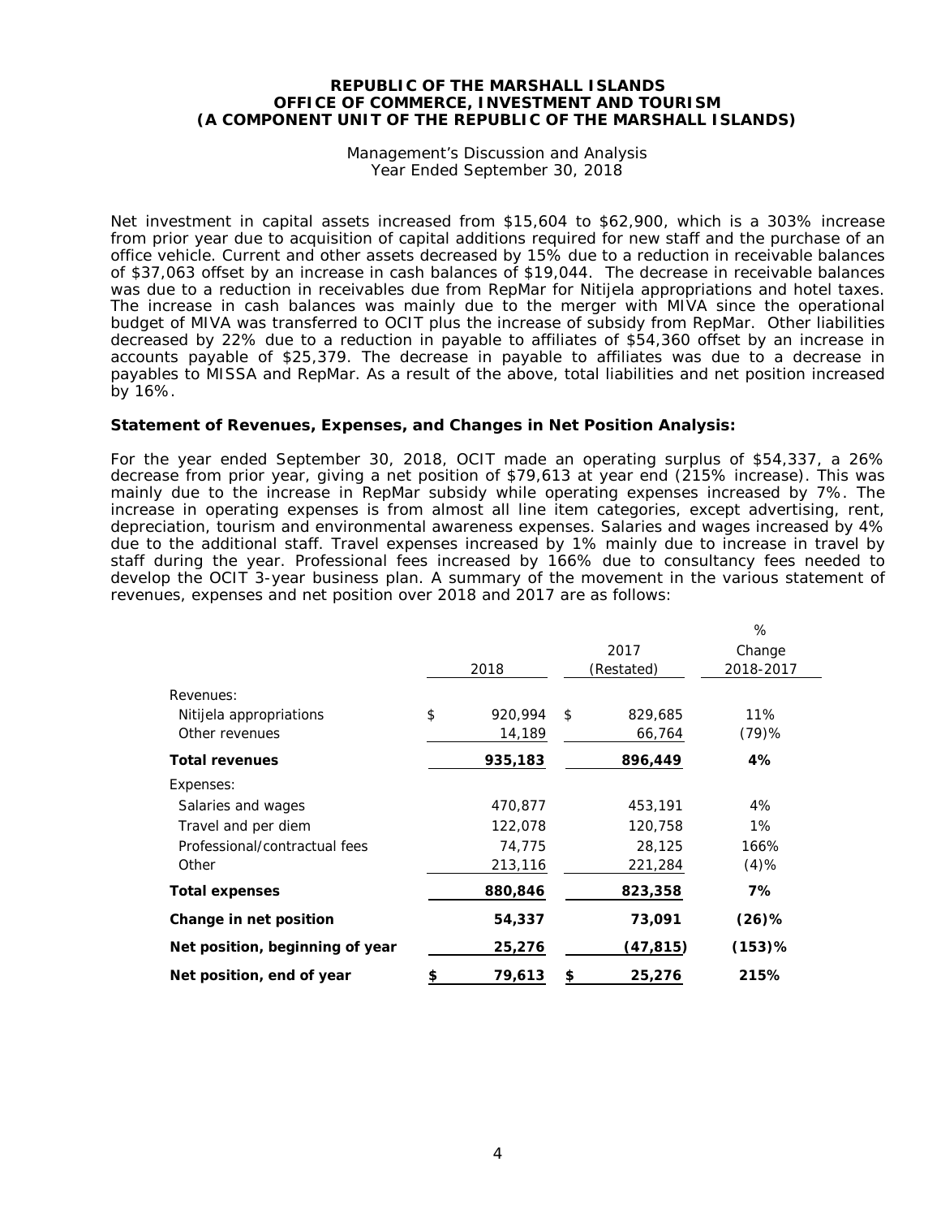Net investment in capital assets increased from $15,604 to $62,900, which is a 303% increase from prior year due to acquisition of capital additions required for new staff and the purchase of an office vehicle. Current and other assets decreased by 15% due to a reduction in receivable balances of $37,063 offset by an increase in cash balances of $19,044. The decrease in receivable balances was due to a reduction in receivables due from RepMar for Nitijela appropriations and hotel taxes. The increase in cash balances was mainly due to the merger with MIVA since the operational budget of MIVA was transferred to OCIT plus the increase of subsidy from RepMar. Other liabilities decreased by 22% due to a reduction in payable to affiliates of $54,360 offset by an increase in accounts payable of $25,379. The decrease in payable to affiliates was due to a decrease in payables to MISSA and RepMar. As a result of the above, total liabilities and net position increased by 16%.

**Statement of Revenues, Expenses, and Changes in Net Position Analysis:**

For the year ended September 30, 2018, OCIT made an operating surplus of $54,337, a 26% decrease from prior year, giving a net position of $79,613 at year end (215% increase). This was mainly due to the increase in RepMar subsidy while operating expenses increased by 7%. The increase in operating expenses is from almost all line item categories, except advertising, rent, depreciation, tourism and environmental awareness expenses. Salaries and wages increased by 4% due to the additional staff. Travel expenses increased by 1% mainly due to increase in travel by staff during the year. Professional fees increased by 166% due to consultancy fees needed to develop the OCIT 3-year business plan. A summary of the movement in the various statement of revenues, expenses and net position over 2018 and 2017 are as follows:

| | 2018 | 2017 (Restated) | % Change 2018-2017 |
|---|---|---|---|
| Revenues: | | | |
| Nitijela appropriations | $ 920,994 | $ 829,685 | 11% |
| Other revenues | 14,189 | 66,764 | (79)% |
| **Total revenues** | **935,183** | **896,449** | **4%** |
| Expenses: | | | |
| Salaries and wages | 470,877 | 453,191 | 4% |
| Travel and per diem | 122,078 | 120,758 | 1% |
| Professional/contractual fees | 74,775 | 28,125 | 166% |
| Other | 213,116 | 221,284 | (4)% |
| **Total expenses** | **880,846** | **823,358** | **7%** |
| **Change in net position** | **54,337** | **73,091** | **(26)%** |
| **Net position, beginning of year** | **25,276** | **(47,815)** | **(153)%** |
| **Net position, end of year** | **$ 79,613** | **$ 25,276** | **215%** |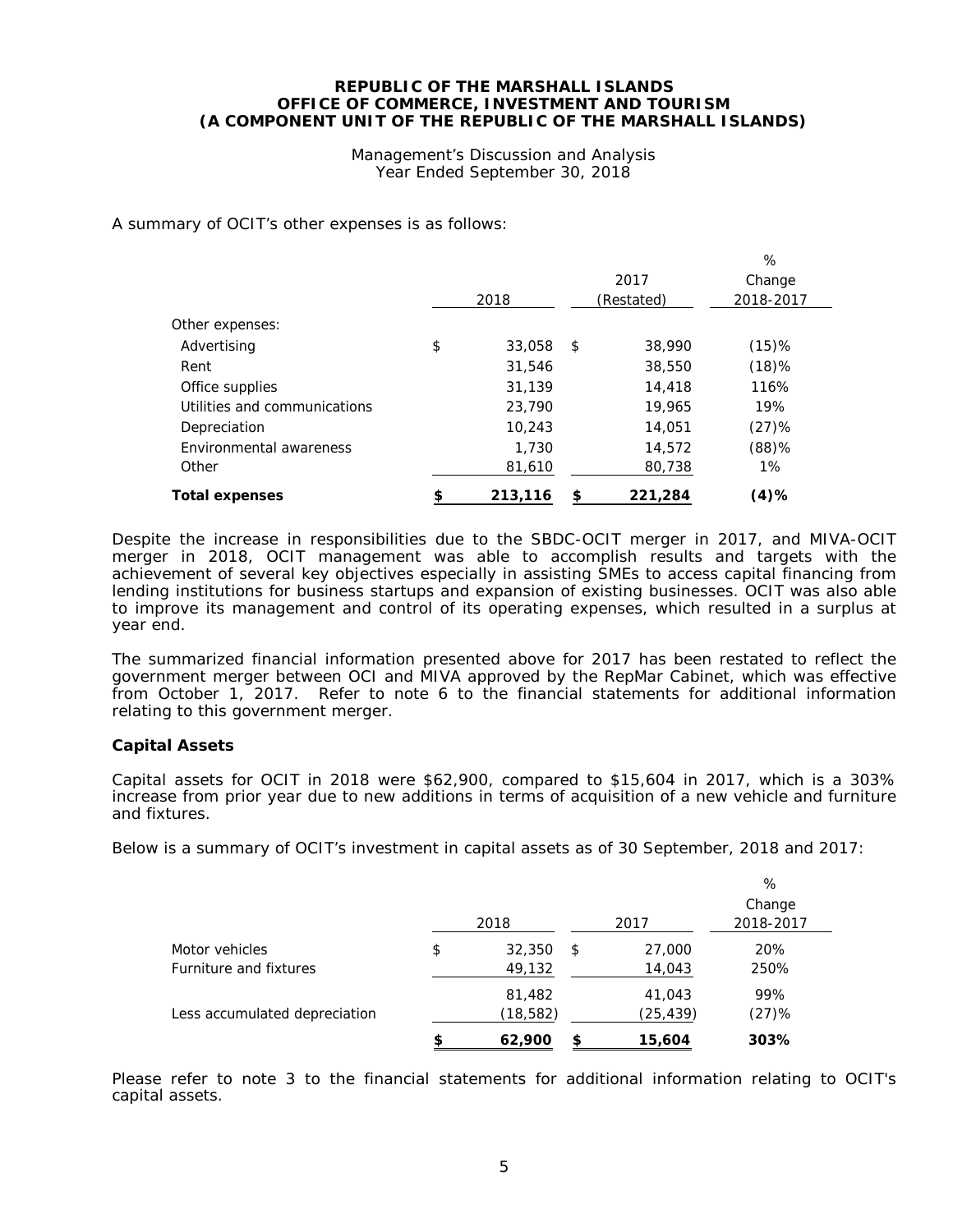**REPUBLIC OF THE MARSHALL ISLANDS**
**OFFICE OF COMMERCE, INVESTMENT AND TOURISM**
**(A COMPONENT UNIT OF THE REPUBLIC OF THE MARSHALL ISLANDS)**

Management's Discussion and Analysis
Year Ended September 30, 2018

A summary of OCIT's other expenses is as follows:

| | 2018 | 2017 (Restated) | % Change 2018-2017 |
|---|---|---|---|
| Other expenses: | | | |
| Advertising | $ 33,058 | $ 38,990 | (15)% |
| Rent | 31,546 | 38,550 | (18)% |
| Office supplies | 31,139 | 14,418 | 116% |
| Utilities and communications | 23,790 | 19,965 | 19% |
| Depreciation | 10,243 | 14,051 | (27)% |
| Environmental awareness | 1,730 | 14,572 | (88)% |
| Other | 81,610 | 80,738 | 1% |
| **Total expenses** | **$ 213,116** | **$ 221,284** | **(4)%** |

Despite the increase in responsibilities due to the SBDC-OCIT merger in 2017, and MIVA-OCIT merger in 2018, OCIT management was able to accomplish results and targets with the achievement of several key objectives especially in assisting SMEs to access capital financing from lending institutions for business startups and expansion of existing businesses. OCIT was also able to improve its management and control of its operating expenses, which resulted in a surplus at year end.

The summarized financial information presented above for 2017 has been restated to reflect the government merger between OCI and MIVA approved by the RepMar Cabinet, which was effective from October 1, 2017. Refer to note 6 to the financial statements for additional information relating to this government merger.

**Capital Assets**

Capital assets for OCIT in 2018 were $62,900, compared to $15,604 in 2017, which is a 303% increase from prior year due to new additions in terms of acquisition of a new vehicle and furniture and fixtures.

Below is a summary of OCIT's investment in capital assets as of 30 September, 2018 and 2017:

| | 2018 | 2017 | % Change 2018-2017 |
|---|---|---|---|
| Motor vehicles | $ 32,350 | $ 27,000 | 20% |
| Furniture and fixtures | 49,132 | 14,043 | 250% |
| | 81,482 | 41,043 | 99% |
| Less accumulated depreciation | (18,582) | (25,439) | (27)% |
| | **$ 62,900** | **$ 15,604** | **303%** |

Please refer to note 3 to the financial statements for additional information relating to OCIT's capital assets.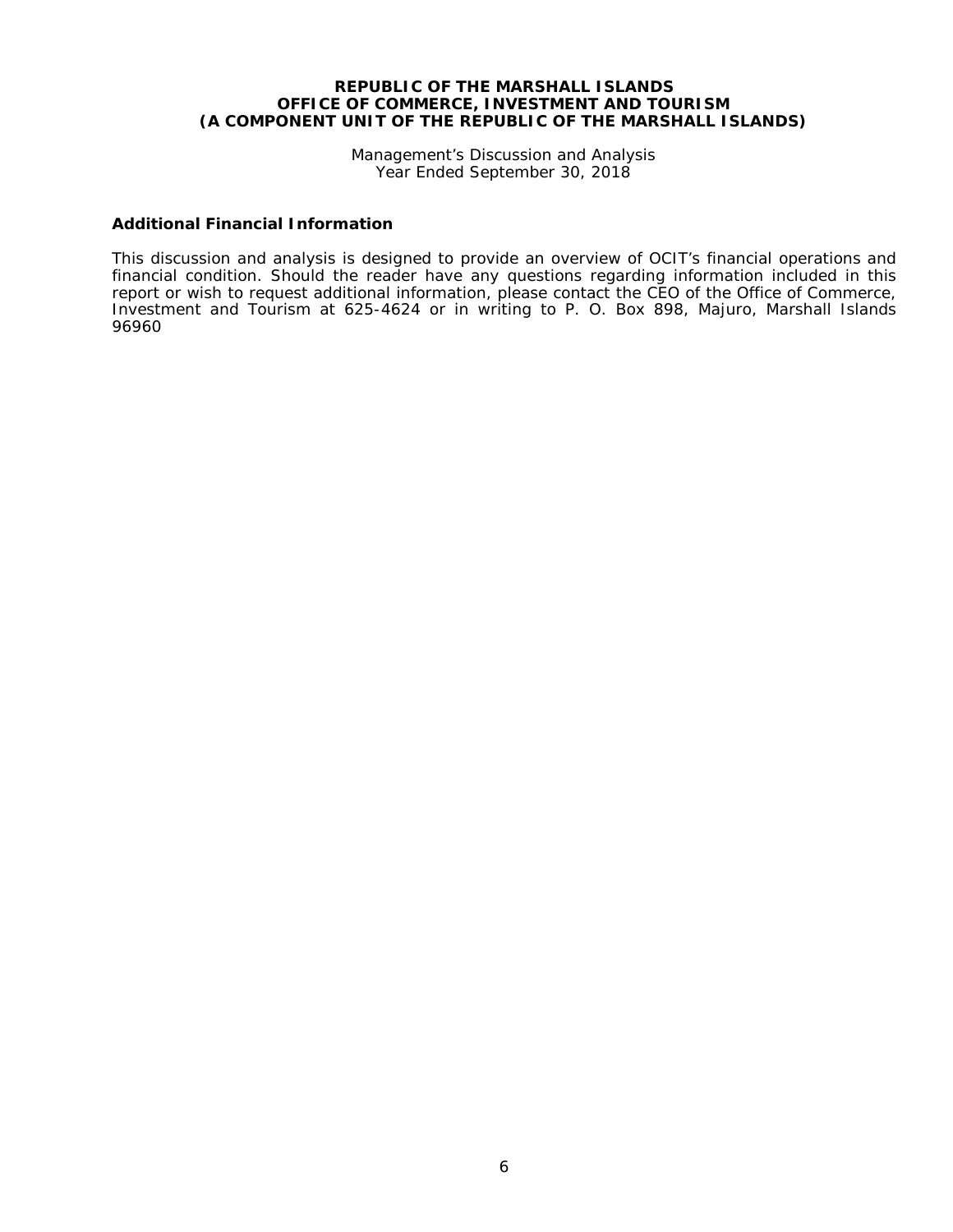**REPUBLIC OF THE MARSHALL ISLANDS**
**OFFICE OF COMMERCE, INVESTMENT AND TOURISM**
**(A COMPONENT UNIT OF THE REPUBLIC OF THE MARSHALL ISLANDS)**

Management's Discussion and Analysis
Year Ended September 30, 2018

### Additional Financial Information

This discussion and analysis is designed to provide an overview of OCIT's financial operations and financial condition. Should the reader have any questions regarding information included in this report or wish to request additional information, please contact the CEO of the Office of Commerce, Investment and Tourism at 625-4624 or in writing to P. O. Box 898, Majuro, Marshall Islands 96960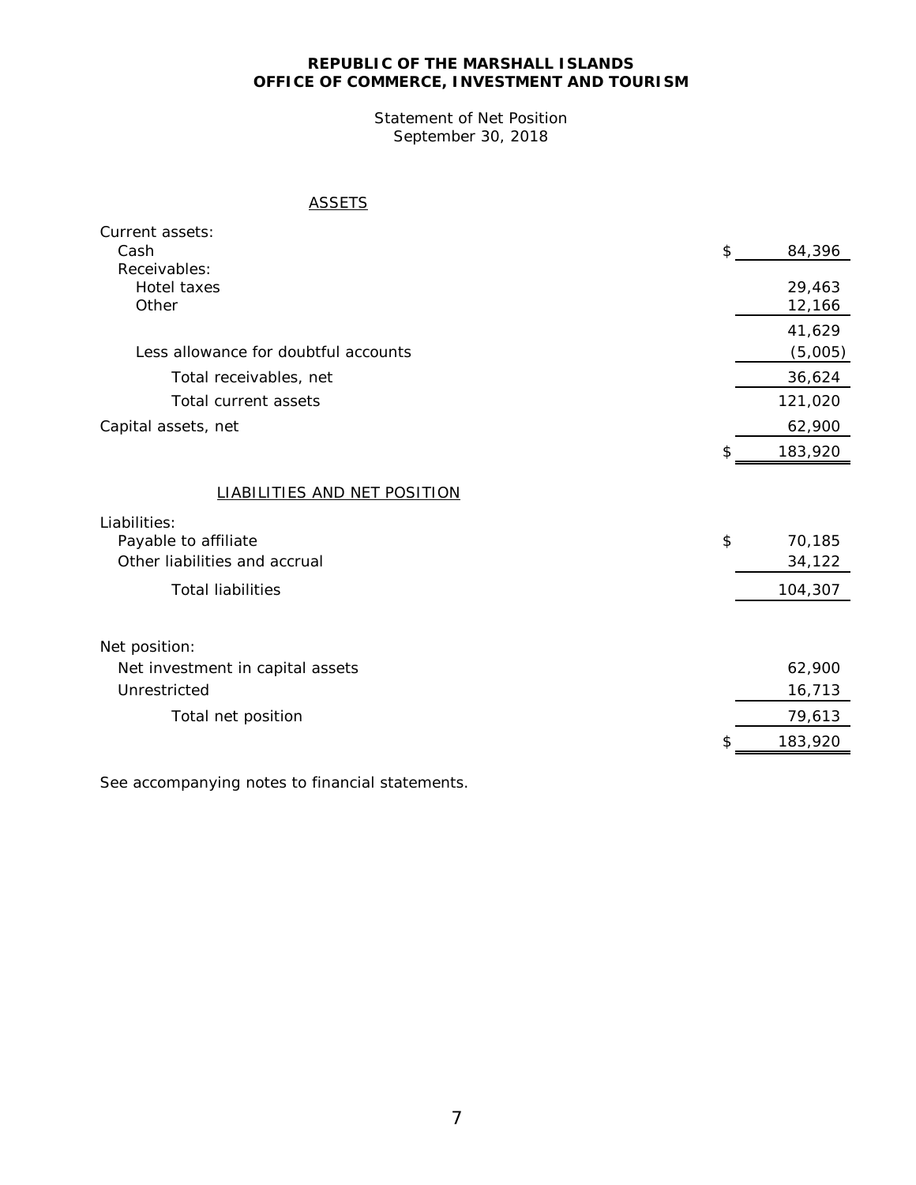**REPUBLIC OF THE MARSHALL ISLANDS**
**OFFICE OF COMMERCE, INVESTMENT AND TOURISM**

Statement of Net Position
September 30, 2018

| ASSETS | |
|---|---|
| Current assets: | |
| Cash | $ 84,396 |
| Receivables: | |
| Hotel taxes | 29,463 |
| Other | 12,166 |
| | 41,629 |
| Less allowance for doubtful accounts | (5,005) |
| Total receivables, net | 36,624 |
| Total current assets | 121,020 |
| Capital assets, net | 62,900 |
| | $ 183,920 |
| **LIABILITIES AND NET POSITION** | |
| Liabilities: | |
| Payable to affiliate | $ 70,185 |
| Other liabilities and accrual | 34,122 |
| Total liabilities | 104,307 |
| Net position: | |
| Net investment in capital assets | 62,900 |
| Unrestricted | 16,713 |
| Total net position | 79,613 |
| | $ 183,920 |

See accompanying notes to financial statements.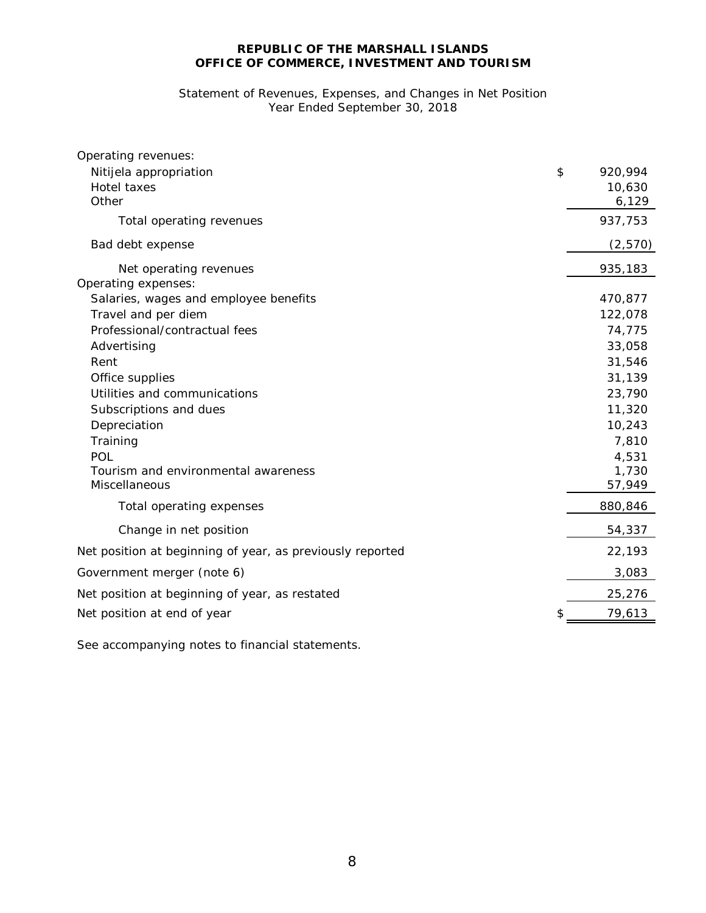**REPUBLIC OF THE MARSHALL ISLANDS**
**OFFICE OF COMMERCE, INVESTMENT AND TOURISM**

Statement of Revenues, Expenses, and Changes in Net Position
Year Ended September 30, 2018

| | |
|---|---|
| Operating revenues: | |
| Nitijela appropriation | $ 920,994 |
| Hotel taxes | 10,630 |
| Other | 6,129 |
| Total operating revenues | 937,753 |
| Bad debt expense | (2,570) |
| Net operating revenues | 935,183 |
| Operating expenses: | |
| Salaries, wages and employee benefits | 470,877 |
| Travel and per diem | 122,078 |
| Professional/contractual fees | 74,775 |
| Advertising | 33,058 |
| Rent | 31,546 |
| Office supplies | 31,139 |
| Utilities and communications | 23,790 |
| Subscriptions and dues | 11,320 |
| Depreciation | 10,243 |
| Training | 7,810 |
| POL | 4,531 |
| Tourism and environmental awareness | 1,730 |
| Miscellaneous | 57,949 |
| Total operating expenses | 880,846 |
| Change in net position | 54,337 |
| Net position at beginning of year, as previously reported | 22,193 |
| Government merger (note 6) | 3,083 |
| Net position at beginning of year, as restated | 25,276 |
| Net position at end of year | $ 79,613 |

See accompanying notes to financial statements.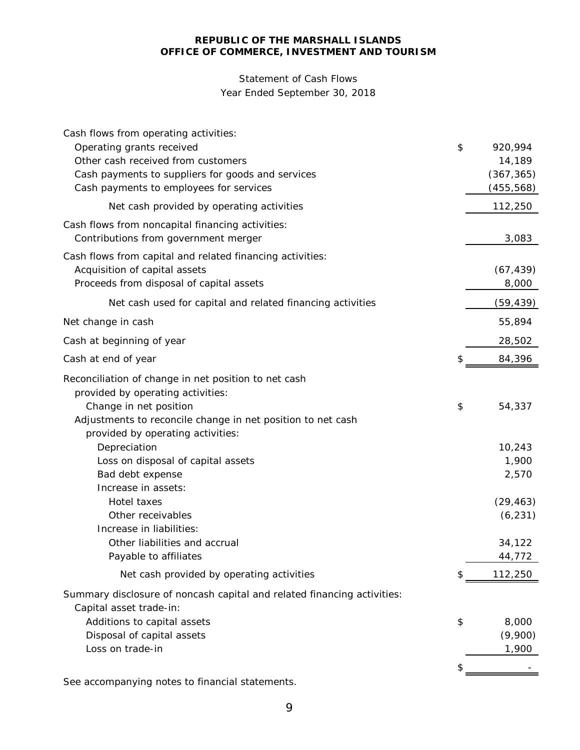**REPUBLIC OF THE MARSHALL ISLANDS**
**OFFICE OF COMMERCE, INVESTMENT AND TOURISM**

Statement of Cash Flows
Year Ended September 30, 2018

| | |
|---|---|
| Cash flows from operating activities: | |
| Operating grants received | $ 920,994 |
| Other cash received from customers | 14,189 |
| Cash payments to suppliers for goods and services | (367,365) |
| Cash payments to employees for services | (455,568) |
| Net cash provided by operating activities | 112,250 |
| Cash flows from noncapital financing activities: | |
| Contributions from government merger | 3,083 |
| Cash flows from capital and related financing activities: | |
| Acquisition of capital assets | (67,439) |
| Proceeds from disposal of capital assets | 8,000 |
| Net cash used for capital and related financing activities | (59,439) |
| Net change in cash | 55,894 |
| Cash at beginning of year | 28,502 |
| Cash at end of year | $ 84,396 |
| Reconciliation of change in net position to net cash provided by operating activities: | |
| Change in net position | $ 54,337 |
| Adjustments to reconcile change in net position to net cash provided by operating activities: | |
| Depreciation | 10,243 |
| Loss on disposal of capital assets | 1,900 |
| Bad debt expense | 2,570 |
| Increase in assets: | |
| Hotel taxes | (29,463) |
| Other receivables | (6,231) |
| Increase in liabilities: | |
| Other liabilities and accrual | 34,122 |
| Payable to affiliates | 44,772 |
| Net cash provided by operating activities | $ 112,250 |
| Summary disclosure of noncash capital and related financing activities: | |
| Capital asset trade-in: | |
| Additions to capital assets | $ 8,000 |
| Disposal of capital assets | (9,900) |
| Loss on trade-in | 1,900 |
| | $ - |

See accompanying notes to financial statements.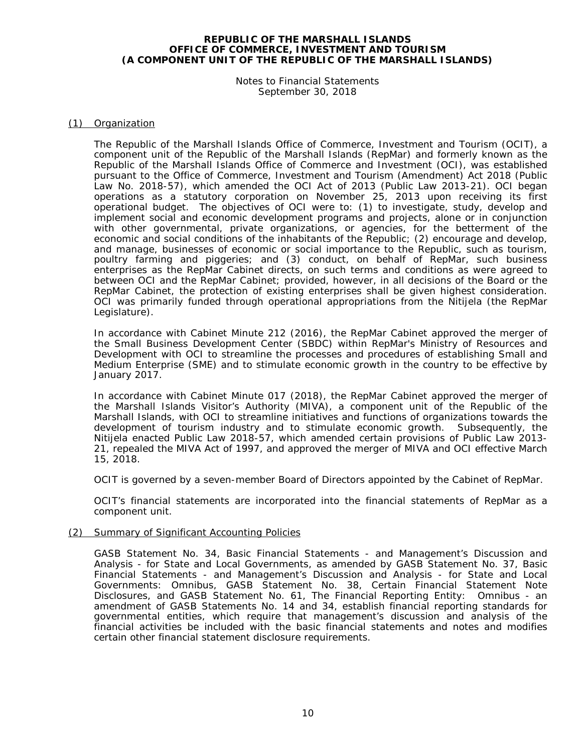**REPUBLIC OF THE MARSHALL ISLANDS**
**OFFICE OF COMMERCE, INVESTMENT AND TOURISM**
**(A COMPONENT UNIT OF THE REPUBLIC OF THE MARSHALL ISLANDS)**

Notes to Financial Statements
September 30, 2018

(1) Organization

The Republic of the Marshall Islands Office of Commerce, Investment and Tourism (OCIT), a component unit of the Republic of the Marshall Islands (RepMar) and formerly known as the Republic of the Marshall Islands Office of Commerce and Investment (OCI), was established pursuant to the Office of Commerce, Investment and Tourism (Amendment) Act 2018 (Public Law No. 2018-57), which amended the OCI Act of 2013 (Public Law 2013-21). OCI began operations as a statutory corporation on November 25, 2013 upon receiving its first operational budget. The objectives of OCI were to: (1) to investigate, study, develop and implement social and economic development programs and projects, alone or in conjunction with other governmental, private organizations, or agencies, for the betterment of the economic and social conditions of the inhabitants of the Republic; (2) encourage and develop, and manage, businesses of economic or social importance to the Republic, such as tourism, poultry farming and piggeries; and (3) conduct, on behalf of RepMar, such business enterprises as the RepMar Cabinet directs, on such terms and conditions as were agreed to between OCI and the RepMar Cabinet; provided, however, in all decisions of the Board or the RepMar Cabinet, the protection of existing enterprises shall be given highest consideration. OCI was primarily funded through operational appropriations from the Nitijela (the RepMar Legislature).

In accordance with Cabinet Minute 212 (2016), the RepMar Cabinet approved the merger of the Small Business Development Center (SBDC) within RepMar's Ministry of Resources and Development with OCI to streamline the processes and procedures of establishing Small and Medium Enterprise (SME) and to stimulate economic growth in the country to be effective by January 2017.

In accordance with Cabinet Minute 017 (2018), the RepMar Cabinet approved the merger of the Marshall Islands Visitor's Authority (MIVA), a component unit of the Republic of the Marshall Islands, with OCI to streamline initiatives and functions of organizations towards the development of tourism industry and to stimulate economic growth. Subsequently, the Nitijela enacted Public Law 2018-57, which amended certain provisions of Public Law 2013-21, repealed the MIVA Act of 1997, and approved the merger of MIVA and OCI effective March 15, 2018.

OCIT is governed by a seven-member Board of Directors appointed by the Cabinet of RepMar.

OCIT's financial statements are incorporated into the financial statements of RepMar as a component unit.

(2) Summary of Significant Accounting Policies

GASB Statement No. 34, Basic Financial Statements - and Management's Discussion and Analysis - for State and Local Governments, as amended by GASB Statement No. 37, Basic Financial Statements - and Management's Discussion and Analysis - for State and Local Governments: Omnibus, GASB Statement No. 38, Certain Financial Statement Note Disclosures, and GASB Statement No. 61, The Financial Reporting Entity: Omnibus - an amendment of GASB Statements No. 14 and 34, establish financial reporting standards for governmental entities, which require that management's discussion and analysis of the financial activities be included with the basic financial statements and notes and modifies certain other financial statement disclosure requirements.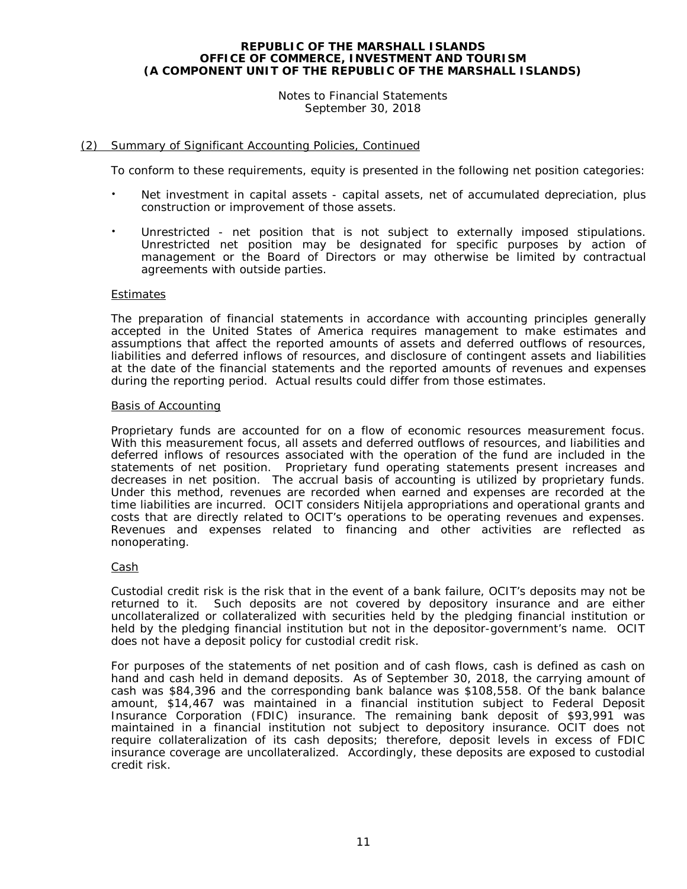## (2) Summary of Significant Accounting Policies, Continued

To conform to these requirements, equity is presented in the following net position categories:

- Net investment in capital assets - capital assets, net of accumulated depreciation, plus construction or improvement of those assets.
- Unrestricted - net position that is not subject to externally imposed stipulations. Unrestricted net position may be designated for specific purposes by action of management or the Board of Directors or may otherwise be limited by contractual agreements with outside parties.

### Estimates

The preparation of financial statements in accordance with accounting principles generally accepted in the United States of America requires management to make estimates and assumptions that affect the reported amounts of assets and deferred outflows of resources, liabilities and deferred inflows of resources, and disclosure of contingent assets and liabilities at the date of the financial statements and the reported amounts of revenues and expenses during the reporting period. Actual results could differ from those estimates.

### Basis of Accounting

Proprietary funds are accounted for on a flow of economic resources measurement focus. With this measurement focus, all assets and deferred outflows of resources, and liabilities and deferred inflows of resources associated with the operation of the fund are included in the statements of net position. Proprietary fund operating statements present increases and decreases in net position. The accrual basis of accounting is utilized by proprietary funds. Under this method, revenues are recorded when earned and expenses are recorded at the time liabilities are incurred. OCIT considers Nitijela appropriations and operational grants and costs that are directly related to OCIT's operations to be operating revenues and expenses. Revenues and expenses related to financing and other activities are reflected as nonoperating.

### Cash

Custodial credit risk is the risk that in the event of a bank failure, OCIT's deposits may not be returned to it. Such deposits are not covered by depository insurance and are either uncollateralized or collateralized with securities held by the pledging financial institution or held by the pledging financial institution but not in the depositor-government's name. OCIT does not have a deposit policy for custodial credit risk.

For purposes of the statements of net position and of cash flows, cash is defined as cash on hand and cash held in demand deposits. As of September 30, 2018, the carrying amount of cash was $84,396 and the corresponding bank balance was $108,558. Of the bank balance amount, $14,467 was maintained in a financial institution subject to Federal Deposit Insurance Corporation (FDIC) insurance. The remaining bank deposit of $93,991 was maintained in a financial institution not subject to depository insurance. OCIT does not require collateralization of its cash deposits; therefore, deposit levels in excess of FDIC insurance coverage are uncollateralized. Accordingly, these deposits are exposed to custodial credit risk.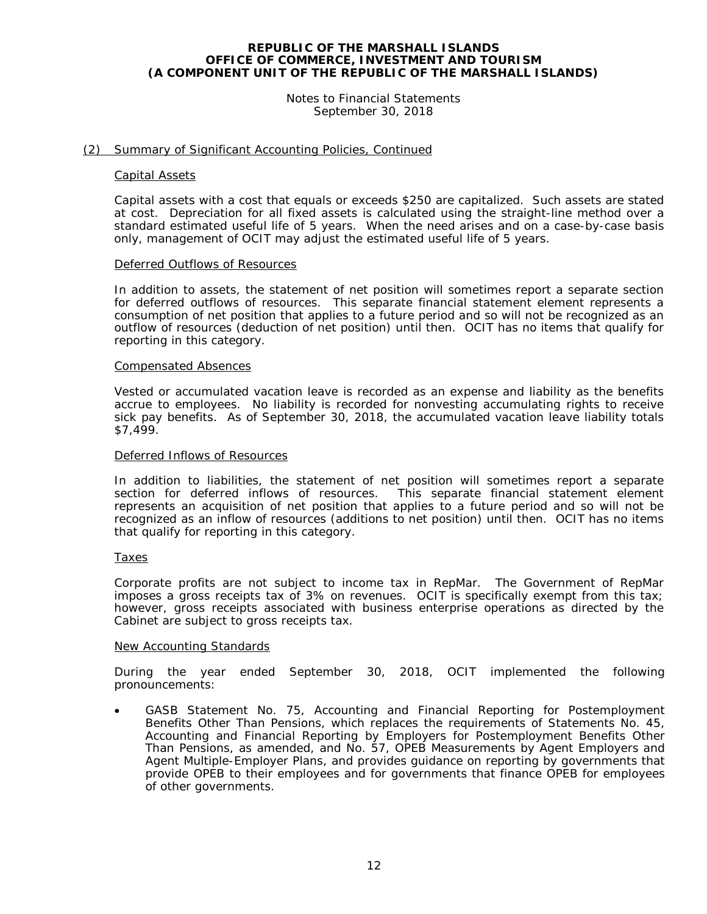**REPUBLIC OF THE MARSHALL ISLANDS**
**OFFICE OF COMMERCE, INVESTMENT AND TOURISM**
**(A COMPONENT UNIT OF THE REPUBLIC OF THE MARSHALL ISLANDS)**

Notes to Financial Statements
September 30, 2018

(2) Summary of Significant Accounting Policies, Continued

Capital Assets

Capital assets with a cost that equals or exceeds $250 are capitalized. Such assets are stated at cost. Depreciation for all fixed assets is calculated using the straight-line method over a standard estimated useful life of 5 years. When the need arises and on a case-by-case basis only, management of OCIT may adjust the estimated useful life of 5 years.

Deferred Outflows of Resources

In addition to assets, the statement of net position will sometimes report a separate section for deferred outflows of resources. This separate financial statement element represents a consumption of net position that applies to a future period and so will not be recognized as an outflow of resources (deduction of net position) until then. OCIT has no items that qualify for reporting in this category.

Compensated Absences

Vested or accumulated vacation leave is recorded as an expense and liability as the benefits accrue to employees. No liability is recorded for nonvesting accumulating rights to receive sick pay benefits. As of September 30, 2018, the accumulated vacation leave liability totals $7,499.

Deferred Inflows of Resources

In addition to liabilities, the statement of net position will sometimes report a separate section for deferred inflows of resources. This separate financial statement element represents an acquisition of net position that applies to a future period and so will not be recognized as an inflow of resources (additions to net position) until then. OCIT has no items that qualify for reporting in this category.

Taxes

Corporate profits are not subject to income tax in RepMar. The Government of RepMar imposes a gross receipts tax of 3% on revenues. OCIT is specifically exempt from this tax; however, gross receipts associated with business enterprise operations as directed by the Cabinet are subject to gross receipts tax.

New Accounting Standards

During the year ended September 30, 2018, OCIT implemented the following pronouncements:

- GASB Statement No. 75, Accounting and Financial Reporting for Postemployment Benefits Other Than Pensions, which replaces the requirements of Statements No. 45, Accounting and Financial Reporting by Employers for Postemployment Benefits Other Than Pensions, as amended, and No. 57, OPEB Measurements by Agent Employers and Agent Multiple-Employer Plans, and provides guidance on reporting by governments that provide OPEB to their employees and for governments that finance OPEB for employees of other governments.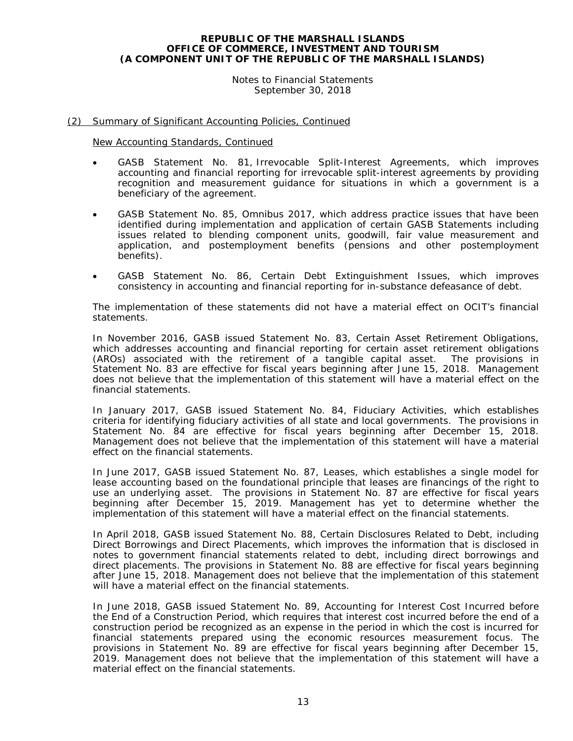### (2) Summary of Significant Accounting Policies, Continued

New Accounting Standards, Continued

- GASB Statement No. 81, Irrevocable Split-Interest Agreements, which improves accounting and financial reporting for irrevocable split-interest agreements by providing recognition and measurement guidance for situations in which a government is a beneficiary of the agreement.

- GASB Statement No. 85, Omnibus 2017, which address practice issues that have been identified during implementation and application of certain GASB Statements including issues related to blending component units, goodwill, fair value measurement and application, and postemployment benefits (pensions and other postemployment benefits).

- GASB Statement No. 86, Certain Debt Extinguishment Issues, which improves consistency in accounting and financial reporting for in-substance defeasance of debt.

The implementation of these statements did not have a material effect on OCIT's financial statements.

In November 2016, GASB issued Statement No. 83, Certain Asset Retirement Obligations, which addresses accounting and financial reporting for certain asset retirement obligations (AROs) associated with the retirement of a tangible capital asset. The provisions in Statement No. 83 are effective for fiscal years beginning after June 15, 2018. Management does not believe that the implementation of this statement will have a material effect on the financial statements.

In January 2017, GASB issued Statement No. 84, Fiduciary Activities, which establishes criteria for identifying fiduciary activities of all state and local governments. The provisions in Statement No. 84 are effective for fiscal years beginning after December 15, 2018. Management does not believe that the implementation of this statement will have a material effect on the financial statements.

In June 2017, GASB issued Statement No. 87, Leases, which establishes a single model for lease accounting based on the foundational principle that leases are financings of the right to use an underlying asset. The provisions in Statement No. 87 are effective for fiscal years beginning after December 15, 2019. Management has yet to determine whether the implementation of this statement will have a material effect on the financial statements.

In April 2018, GASB issued Statement No. 88, Certain Disclosures Related to Debt, including Direct Borrowings and Direct Placements, which improves the information that is disclosed in notes to government financial statements related to debt, including direct borrowings and direct placements. The provisions in Statement No. 88 are effective for fiscal years beginning after June 15, 2018. Management does not believe that the implementation of this statement will have a material effect on the financial statements.

In June 2018, GASB issued Statement No. 89, Accounting for Interest Cost Incurred before the End of a Construction Period, which requires that interest cost incurred before the end of a construction period be recognized as an expense in the period in which the cost is incurred for financial statements prepared using the economic resources measurement focus. The provisions in Statement No. 89 are effective for fiscal years beginning after December 15, 2019. Management does not believe that the implementation of this statement will have a material effect on the financial statements.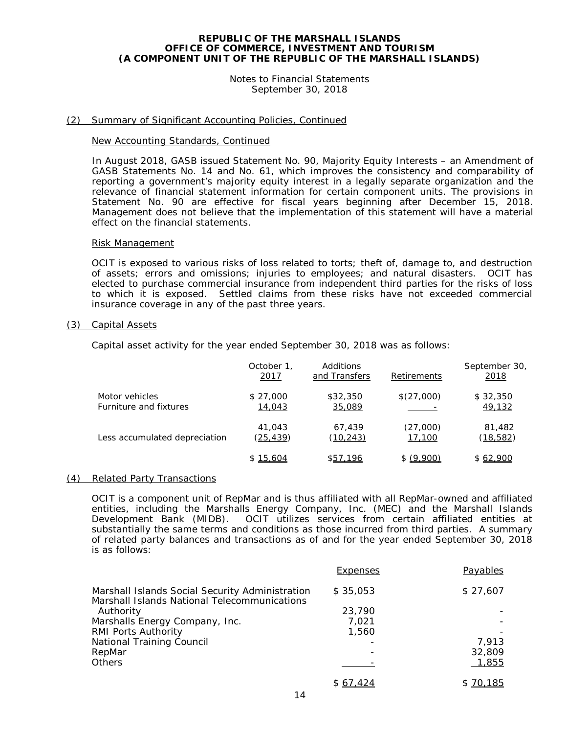**REPUBLIC OF THE MARSHALL ISLANDS**
**OFFICE OF COMMERCE, INVESTMENT AND TOURISM**
**(A COMPONENT UNIT OF THE REPUBLIC OF THE MARSHALL ISLANDS)**

Notes to Financial Statements
September 30, 2018

## (2) Summary of Significant Accounting Policies, Continued

### New Accounting Standards, Continued

In August 2018, GASB issued Statement No. 90, Majority Equity Interests – an Amendment of GASB Statements No. 14 and No. 61, which improves the consistency and comparability of reporting a government's majority equity interest in a legally separate organization and the relevance of financial statement information for certain component units. The provisions in Statement No. 90 are effective for fiscal years beginning after December 15, 2018. Management does not believe that the implementation of this statement will have a material effect on the financial statements.

### Risk Management

OCIT is exposed to various risks of loss related to torts; theft of, damage to, and destruction of assets; errors and omissions; injuries to employees; and natural disasters. OCIT has elected to purchase commercial insurance from independent third parties for the risks of loss to which it is exposed. Settled claims from these risks have not exceeded commercial insurance coverage in any of the past three years.

## (3) Capital Assets

Capital asset activity for the year ended September 30, 2018 was as follows:

| | October 1, 2017 | Additions and Transfers | Retirements | September 30, 2018 |
|---|---|---|---|---|
| Motor vehicles | $ 27,000 | $32,350 | $(27,000) | $ 32,350 |
| Furniture and fixtures | 14,043 | 35,089 | - | 49,132 |
| | 41,043 | 67,439 | (27,000) | 81,482 |
| Less accumulated depreciation | (25,439) | (10,243) | 17,100 | (18,582) |
| | $ 15,604 | $57,196 | $ (9,900) | $ 62,900 |

## (4) Related Party Transactions

OCIT is a component unit of RepMar and is thus affiliated with all RepMar-owned and affiliated entities, including the Marshalls Energy Company, Inc. (MEC) and the Marshall Islands Development Bank (MIDB). OCIT utilizes services from certain affiliated entities at substantially the same terms and conditions as those incurred from third parties. A summary of related party balances and transactions as of and for the year ended September 30, 2018 is as follows:

| | Expenses | Payables |
|---|---|---|
| Marshall Islands Social Security Administration | $ 35,053 | $ 27,607 |
| Marshall Islands National Telecommunications Authority | 23,790 | - |
| Marshalls Energy Company, Inc. | 7,021 | - |
| RMI Ports Authority | 1,560 | - |
| National Training Council | - | 7,913 |
| RepMar | - | 32,809 |
| Others | - | 1,855 |
| | $ 67,424 | $ 70,185 |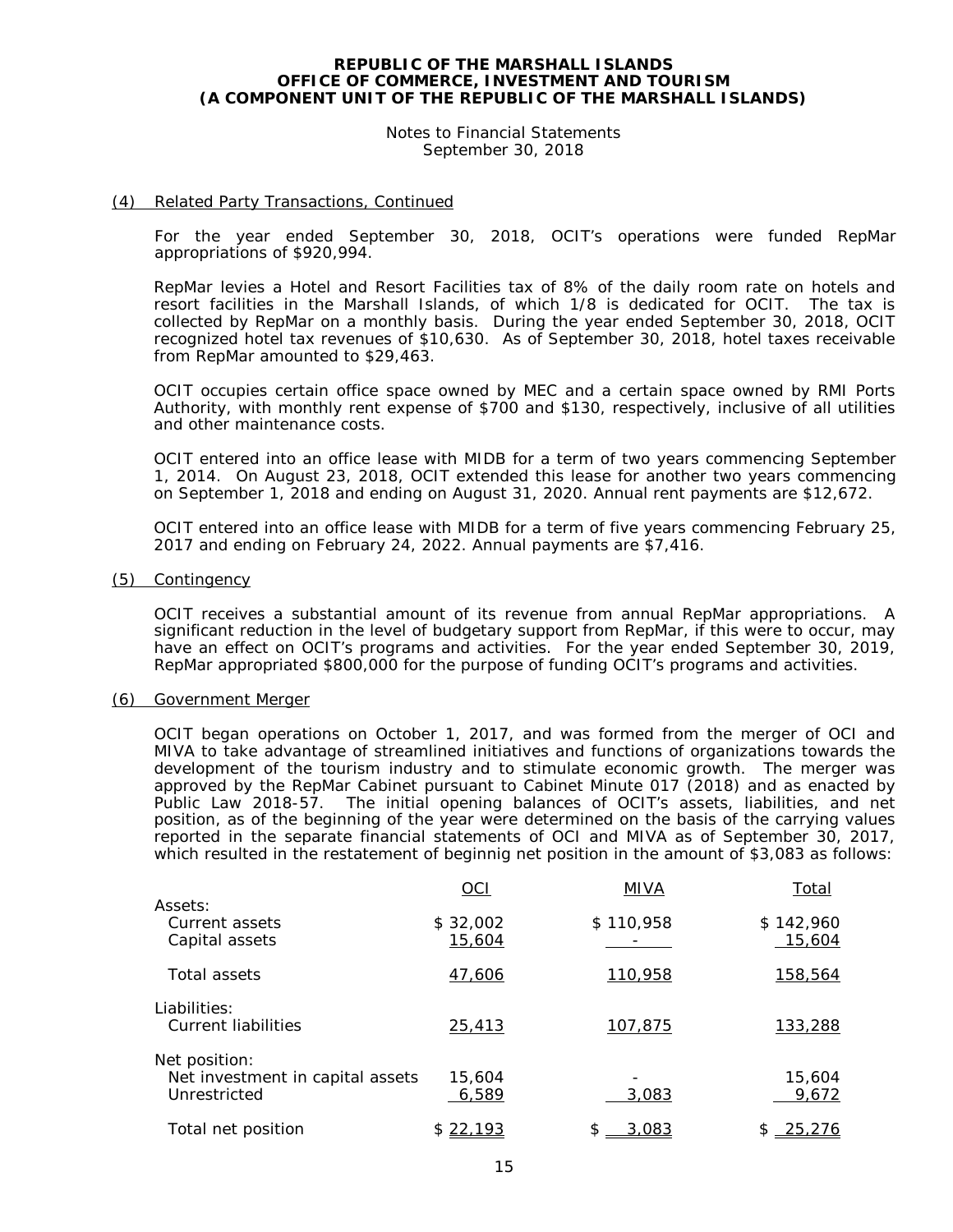## REPUBLIC OF THE MARSHALL ISLANDS
## OFFICE OF COMMERCE, INVESTMENT AND TOURISM
## (A COMPONENT UNIT OF THE REPUBLIC OF THE MARSHALL ISLANDS)

Notes to Financial Statements
September 30, 2018

### (4) Related Party Transactions, Continued

For the year ended September 30, 2018, OCIT's operations were funded RepMar appropriations of $920,994.

RepMar levies a Hotel and Resort Facilities tax of 8% of the daily room rate on hotels and resort facilities in the Marshall Islands, of which 1/8 is dedicated for OCIT. The tax is collected by RepMar on a monthly basis. During the year ended September 30, 2018, OCIT recognized hotel tax revenues of $10,630. As of September 30, 2018, hotel taxes receivable from RepMar amounted to $29,463.

OCIT occupies certain office space owned by MEC and a certain space owned by RMI Ports Authority, with monthly rent expense of $700 and $130, respectively, inclusive of all utilities and other maintenance costs.

OCIT entered into an office lease with MIDB for a term of two years commencing September 1, 2014. On August 23, 2018, OCIT extended this lease for another two years commencing on September 1, 2018 and ending on August 31, 2020. Annual rent payments are $12,672.

OCIT entered into an office lease with MIDB for a term of five years commencing February 25, 2017 and ending on February 24, 2022. Annual payments are $7,416.

### (5) Contingency

OCIT receives a substantial amount of its revenue from annual RepMar appropriations. A significant reduction in the level of budgetary support from RepMar, if this were to occur, may have an effect on OCIT's programs and activities. For the year ended September 30, 2019, RepMar appropriated $800,000 for the purpose of funding OCIT's programs and activities.

### (6) Government Merger

OCIT began operations on October 1, 2017, and was formed from the merger of OCI and MIVA to take advantage of streamlined initiatives and functions of organizations towards the development of the tourism industry and to stimulate economic growth. The merger was approved by the RepMar Cabinet pursuant to Cabinet Minute 017 (2018) and as enacted by Public Law 2018-57. The initial opening balances of OCIT's assets, liabilities, and net position, as of the beginning of the year were determined on the basis of the carrying values reported in the separate financial statements of OCI and MIVA as of September 30, 2017, which resulted in the restatement of beginnig net position in the amount of $3,083 as follows:

| | OCI | MIVA | Total |
|---|---|---|---|
| Assets: | | | |
| Current assets | $ 32,002 | $ 110,958 | $ 142,960 |
| Capital assets | 15,604 | - | 15,604 |
| Total assets | 47,606 | 110,958 | 158,564 |
| Liabilities: | | | |
| Current liabilities | 25,413 | 107,875 | 133,288 |
| Net position: | | | |
| Net investment in capital assets | 15,604 | - | 15,604 |
| Unrestricted | 6,589 | 3,083 | 9,672 |
| Total net position | $ 22,193 | $ 3,083 | $ 25,276 |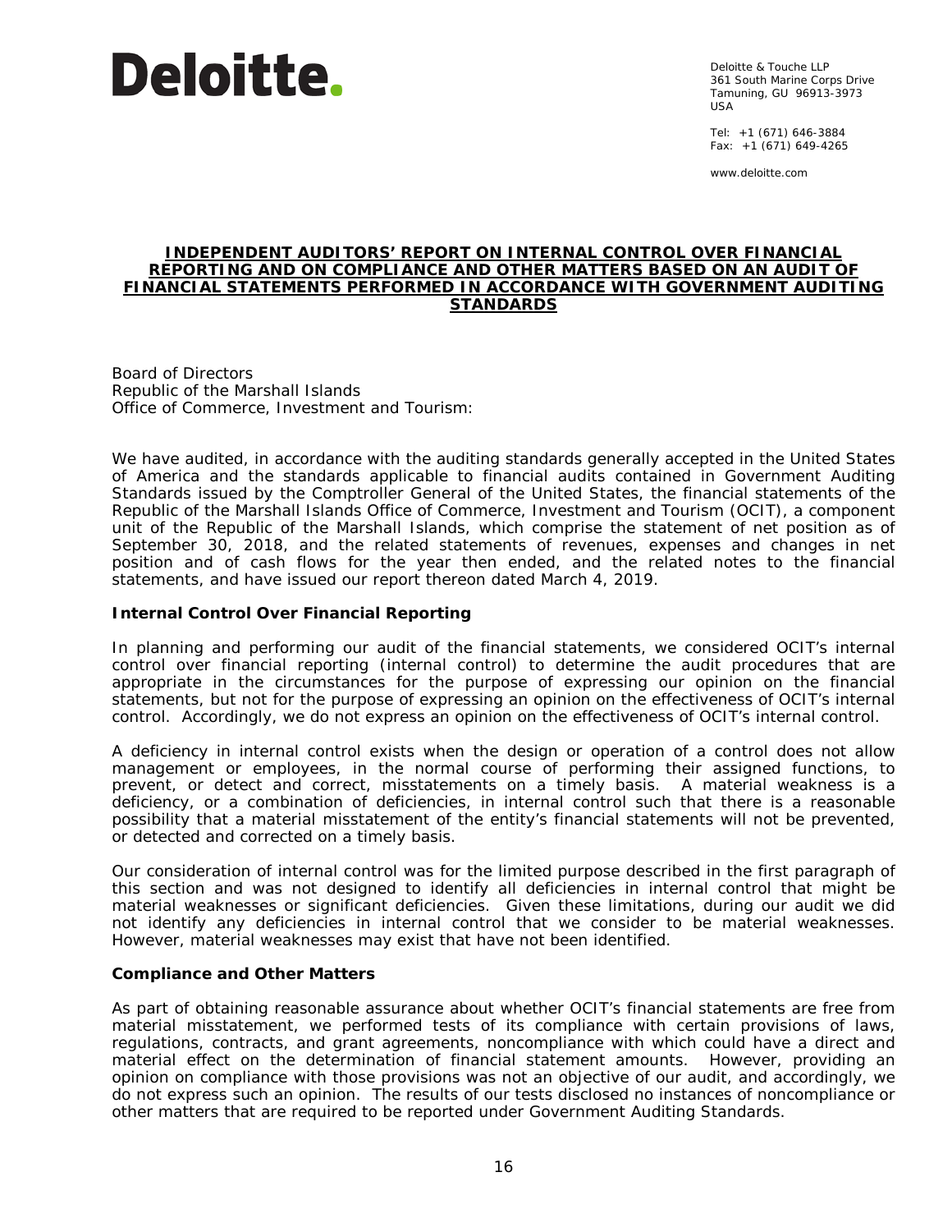Deloitte.

Deloitte & Touche LLP
361 South Marine Corps Drive
Tamuning, GU 96913-3973
USA

Tel: +1 (671) 646-3884
Fax: +1 (671) 649-4265

www.deloitte.com

# INDEPENDENT AUDITORS' REPORT ON INTERNAL CONTROL OVER FINANCIAL REPORTING AND ON COMPLIANCE AND OTHER MATTERS BASED ON AN AUDIT OF FINANCIAL STATEMENTS PERFORMED IN ACCORDANCE WITH GOVERNMENT AUDITING STANDARDS

Board of Directors
Republic of the Marshall Islands
Office of Commerce, Investment and Tourism:

We have audited, in accordance with the auditing standards generally accepted in the United States of America and the standards applicable to financial audits contained in Government Auditing Standards issued by the Comptroller General of the United States, the financial statements of the Republic of the Marshall Islands Office of Commerce, Investment and Tourism (OCIT), a component unit of the Republic of the Marshall Islands, which comprise the statement of net position as of September 30, 2018, and the related statements of revenues, expenses and changes in net position and of cash flows for the year then ended, and the related notes to the financial statements, and have issued our report thereon dated March 4, 2019.

**Internal Control Over Financial Reporting**

In planning and performing our audit of the financial statements, we considered OCIT's internal control over financial reporting (internal control) to determine the audit procedures that are appropriate in the circumstances for the purpose of expressing our opinion on the financial statements, but not for the purpose of expressing an opinion on the effectiveness of OCIT's internal control. Accordingly, we do not express an opinion on the effectiveness of OCIT's internal control.

A deficiency in internal control exists when the design or operation of a control does not allow management or employees, in the normal course of performing their assigned functions, to prevent, or detect and correct, misstatements on a timely basis. A material weakness is a deficiency, or a combination of deficiencies, in internal control such that there is a reasonable possibility that a material misstatement of the entity's financial statements will not be prevented, or detected and corrected on a timely basis.

Our consideration of internal control was for the limited purpose described in the first paragraph of this section and was not designed to identify all deficiencies in internal control that might be material weaknesses or significant deficiencies. Given these limitations, during our audit we did not identify any deficiencies in internal control that we consider to be material weaknesses. However, material weaknesses may exist that have not been identified.

**Compliance and Other Matters**

As part of obtaining reasonable assurance about whether OCIT's financial statements are free from material misstatement, we performed tests of its compliance with certain provisions of laws, regulations, contracts, and grant agreements, noncompliance with which could have a direct and material effect on the determination of financial statement amounts. However, providing an opinion on compliance with those provisions was not an objective of our audit, and accordingly, we do not express such an opinion. The results of our tests disclosed no instances of noncompliance or other matters that are required to be reported under Government Auditing Standards.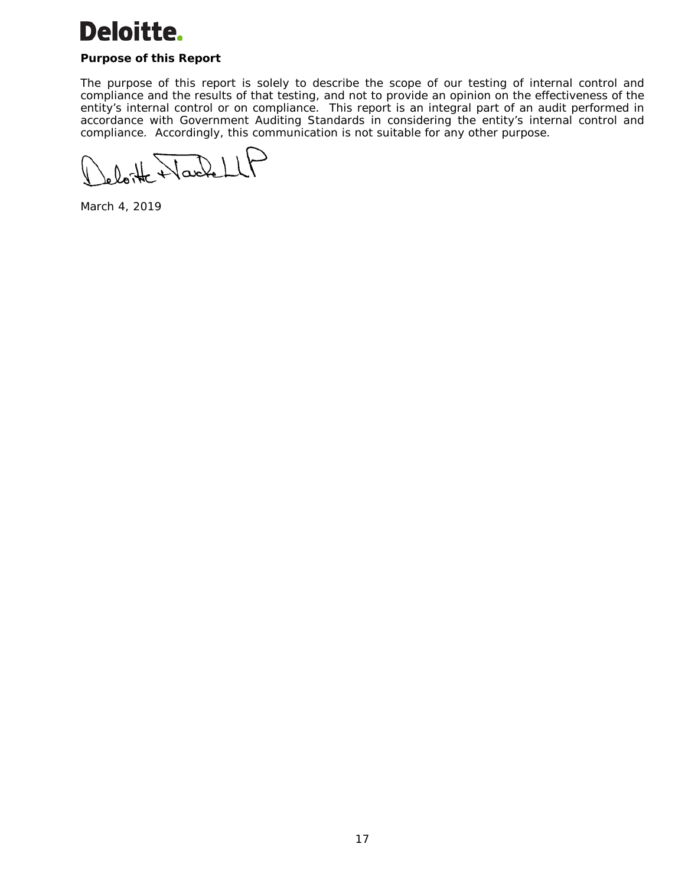**Purpose of this Report**

The purpose of this report is solely to describe the scope of our testing of internal control and compliance and the results of that testing, and not to provide an opinion on the effectiveness of the entity's internal control or on compliance. This report is an integral part of an audit performed in accordance with Government Auditing Standards in considering the entity's internal control and compliance. Accordingly, this communication is not suitable for any other purpose.

Deloitte & Touche LLP

March 4, 2019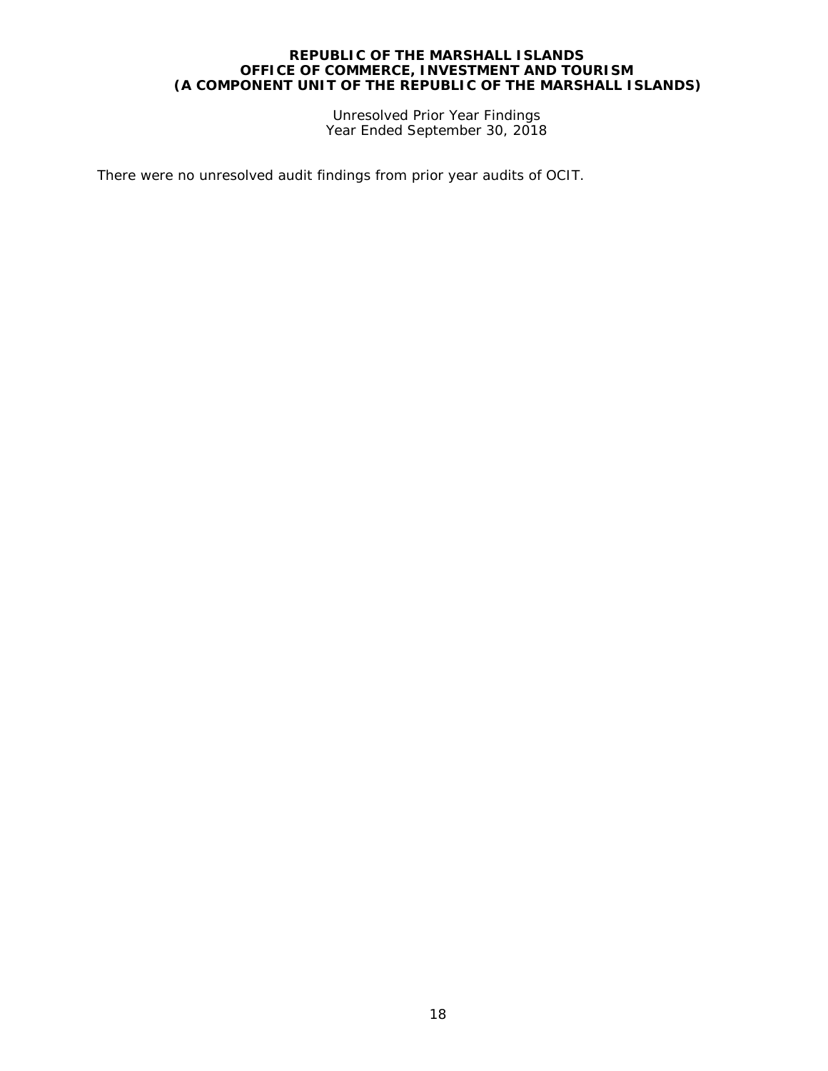**REPUBLIC OF THE MARSHALL ISLANDS**
**OFFICE OF COMMERCE, INVESTMENT AND TOURISM**
**(A COMPONENT UNIT OF THE REPUBLIC OF THE MARSHALL ISLANDS)**

Unresolved Prior Year Findings
Year Ended September 30, 2018

There were no unresolved audit findings from prior year audits of OCIT.